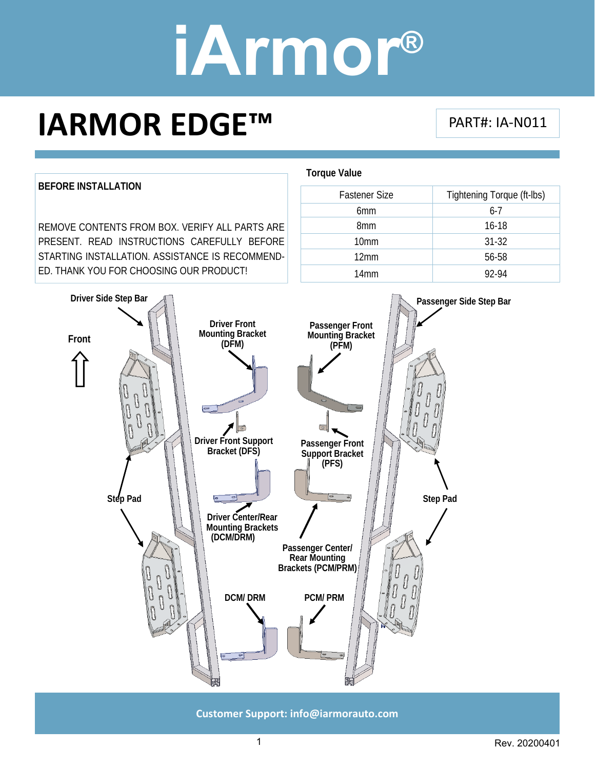# iArmor®

## IARMOR EDGE™

PART#: IA-N011

### BEFORE INSTALLATION

REMOVE CONTENTS FROM BOX. VERIFY ALL PARTS ARE PRESENT. READ INSTRUCTIONS CAREFULLY BEFORE STARTING INSTALLATION. ASSISTANCE IS RECOMMENDED. THANK YOU FOR CHOOSING OUR PRODUCT!

**Torque Value**

| Fastener Size | Tightening Torque (ft-lbs) |
|---|---|
| 6mm | 6-7 |
| 8mm | 16-18 |
| 10mm | 31-32 |
| 12mm | 56-58 |
| 14mm | 92-94 |

Driver Side Step Bar

Front

Driver Front Mounting Bracket (DFM)

Passenger Front Mounting Bracket (PFM)

Passenger Side Step Bar

Driver Front Support Bracket (DFS)

Passenger Front Support Bracket (PFS)

Step Pad

Step Pad

Driver Center/Rear Mounting Brackets (DCM/DRM)

Passenger Center/ Rear Mounting Brackets (PCM/PRM)

DCM/ DRM

PCM/ PRM

Customer Support: info@iarmorauto.com

Rev. 20200401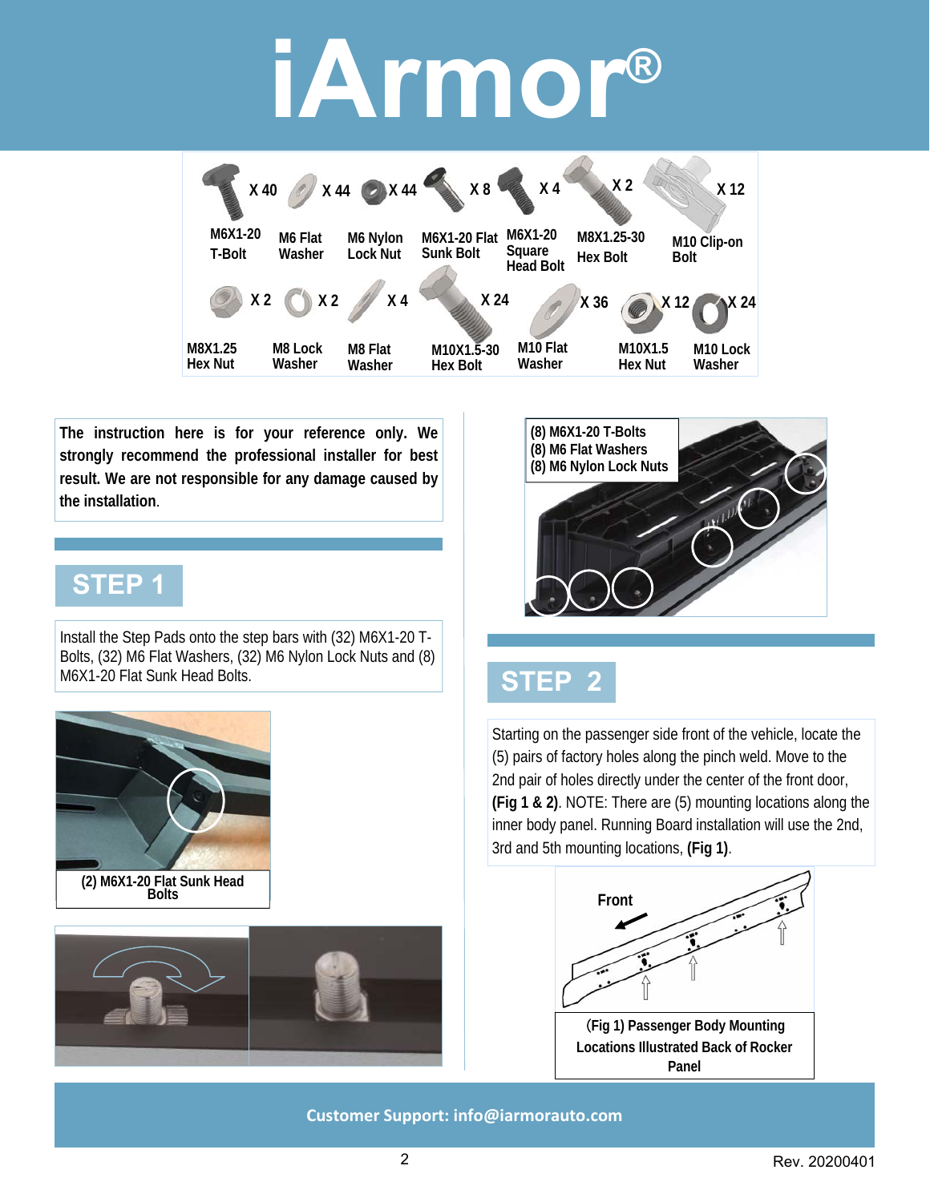# iArmor®

| Part | Qty |
|---|---|
| M6X1-20 T-Bolt | X 40 |
| M6 Flat Washer | X 44 |
| M6 Nylon Lock Nut | X 44 |
| M6X1-20 Flat Sunk Bolt | X 8 |
| M6X1-20 Square Head Bolt | X 4 |
| M8X1.25-30 Hex Bolt | X 2 |
| M10 Clip-on Bolt | X 12 |
| M8X1.25 Hex Nut | X 2 |
| M8 Lock Washer | X 2 |
| M8 Flat Washer | X 4 |
| M10X1.5-30 Hex Bolt | X 24 |
| M10 Flat Washer | X 36 |
| M10X1.5 Hex Nut | X 12 |
| M10 Lock Washer | X 24 |

**The instruction here is for your reference only. We strongly recommend the professional installer for best result. We are not responsible for any damage caused by the installation.**

## STEP 1

Install the Step Pads onto the step bars with (32) M6X1-20 T-Bolts, (32) M6 Flat Washers, (32) M6 Nylon Lock Nuts and (8) M6X1-20 Flat Sunk Head Bolts.

**(2) M6X1-20 Flat Sunk Head Bolts**

**(8) M6X1-20 T-Bolts**
**(8) M6 Flat Washers**
**(8) M6 Nylon Lock Nuts**

## STEP 2

Starting on the passenger side front of the vehicle, locate the (5) pairs of factory holes along the pinch weld. Move to the 2nd pair of holes directly under the center of the front door, **(Fig 1 & 2)**. NOTE: There are (5) mounting locations along the inner body panel. Running Board installation will use the 2nd, 3rd and 5th mounting locations, **(Fig 1)**.

Front

**(Fig 1) Passenger Body Mounting Locations Illustrated Back of Rocker Panel**

**Customer Support: info@iarmorauto.com**

Rev. 20200401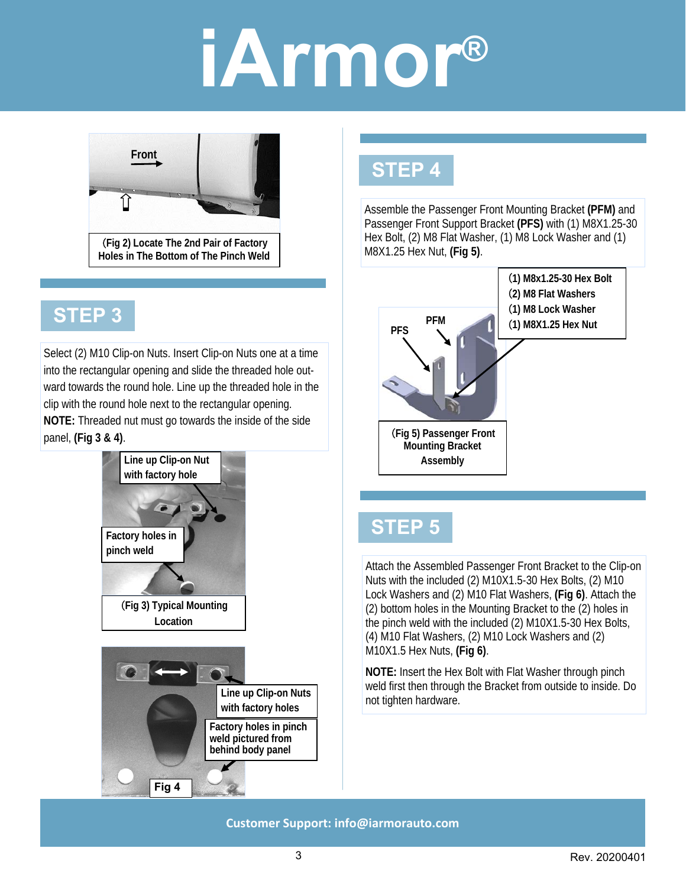Front

(Fig 2) Locate The 2nd Pair of Factory Holes in The Bottom of The Pinch Weld

## STEP 3

Select (2) M10 Clip-on Nuts. Insert Clip-on Nuts one at a time into the rectangular opening and slide the threaded hole outward towards the round hole. Line up the threaded hole in the clip with the round hole next to the rectangular opening. **NOTE:** Threaded nut must go towards the inside of the side panel, **(Fig 3 & 4)**.

Line up Clip-on Nut with factory hole

Factory holes in pinch weld

(Fig 3) Typical Mounting Location

Line up Clip-on Nuts with factory holes

Factory holes in pinch weld pictured from behind body panel

Fig 4

## STEP 4

Assemble the Passenger Front Mounting Bracket **(PFM)** and Passenger Front Support Bracket **(PFS)** with (1) M8X1.25-30 Hex Bolt, (2) M8 Flat Washer, (1) M8 Lock Washer and (1) M8X1.25 Hex Nut, **(Fig 5)**.

(1) M8x1.25-30 Hex Bolt
(2) M8 Flat Washers
(1) M8 Lock Washer
(1) M8X1.25 Hex Nut

PFS

PFM

(Fig 5) Passenger Front Mounting Bracket Assembly

## STEP 5

Attach the Assembled Passenger Front Bracket to the Clip-on Nuts with the included (2) M10X1.5-30 Hex Bolts, (2) M10 Lock Washers and (2) M10 Flat Washers, **(Fig 6)**. Attach the (2) bottom holes in the Mounting Bracket to the (2) holes in the pinch weld with the included (2) M10X1.5-30 Hex Bolts, (4) M10 Flat Washers, (2) M10 Lock Washers and (2) M10X1.5 Hex Nuts, **(Fig 6)**.

**NOTE:** Insert the Hex Bolt with Flat Washer through pinch weld first then through the Bracket from outside to inside. Do not tighten hardware.

Customer Support: info@iarmorauto.com

Rev. 20200401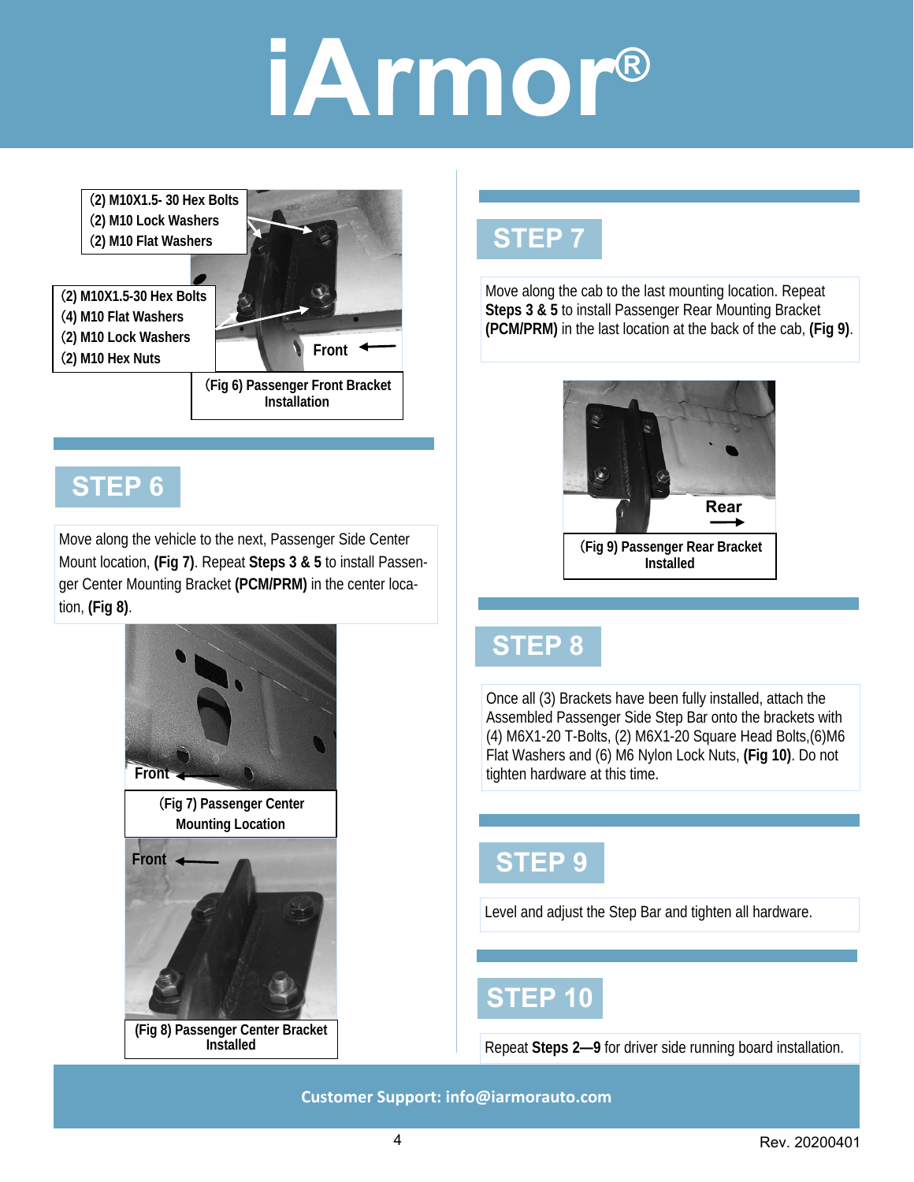(2) M10X1.5- 30 Hex Bolts
(2) M10 Lock Washers
(2) M10 Flat Washers

(2) M10X1.5-30 Hex Bolts
(4) M10 Flat Washers
(2) M10 Lock Washers
(2) M10 Hex Nuts

Front

(Fig 6) Passenger Front Bracket Installation

## STEP 6

Move along the vehicle to the next, Passenger Side Center Mount location, **(Fig 7)**. Repeat **Steps 3 & 5** to install Passenger Center Mounting Bracket **(PCM/PRM)** in the center location, **(Fig 8)**.

Front

(Fig 7) Passenger Center Mounting Location

Front

(Fig 8) Passenger Center Bracket Installed

## STEP 7

Move along the cab to the last mounting location. Repeat **Steps 3 & 5** to install Passenger Rear Mounting Bracket **(PCM/PRM)** in the last location at the back of the cab, **(Fig 9)**.

Rear

(Fig 9) Passenger Rear Bracket Installed

## STEP 8

Once all (3) Brackets have been fully installed, attach the Assembled Passenger Side Step Bar onto the brackets with (4) M6X1-20 T-Bolts, (2) M6X1-20 Square Head Bolts,(6)M6 Flat Washers and (6) M6 Nylon Lock Nuts, **(Fig 10)**. Do not tighten hardware at this time.

## STEP 9

Level and adjust the Step Bar and tighten all hardware.

## STEP 10

Repeat **Steps 2—9** for driver side running board installation.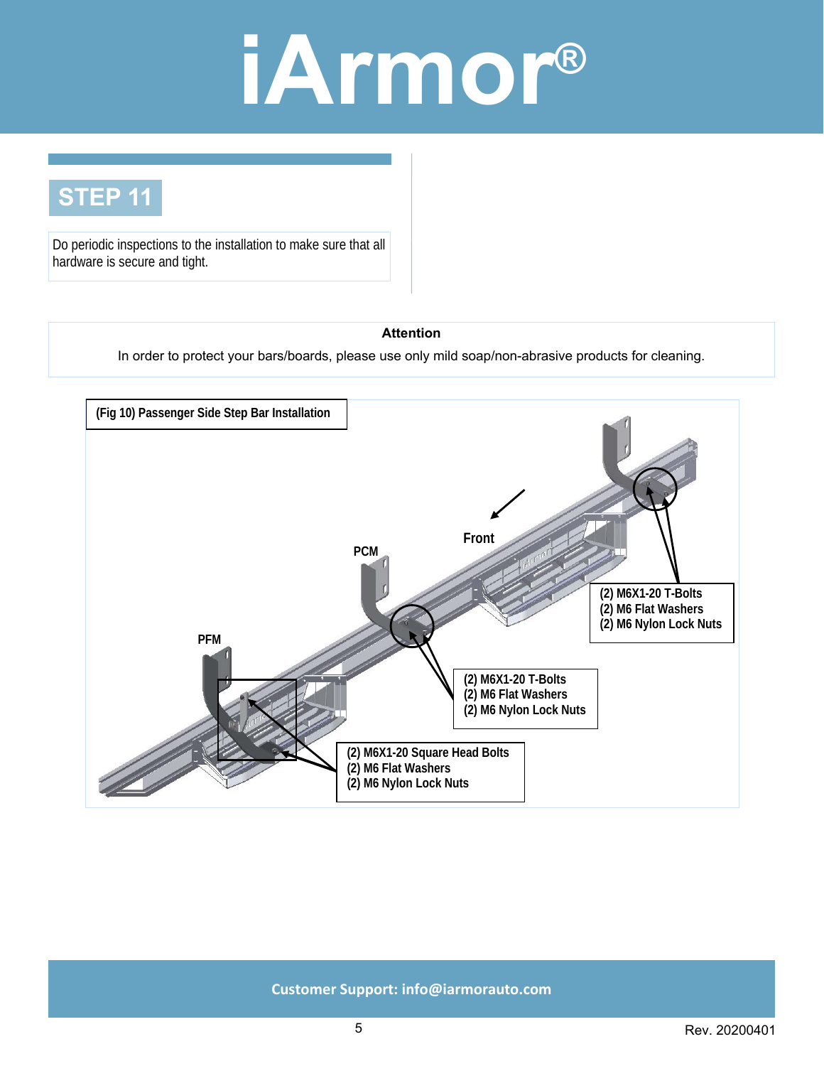# iArmor®

## STEP 11

Do periodic inspections to the installation to make sure that all hardware is secure and tight.

**Attention**

In order to protect your bars/boards, please use only mild soap/non-abrasive products for cleaning.

**(Fig 10) Passenger Side Step Bar Installation**

Front

PCM

PFM

(2) M6X1-20 T-Bolts
(2) M6 Flat Washers
(2) M6 Nylon Lock Nuts

(2) M6X1-20 T-Bolts
(2) M6 Flat Washers
(2) M6 Nylon Lock Nuts

(2) M6X1-20 Square Head Bolts
(2) M6 Flat Washers
(2) M6 Nylon Lock Nuts

Customer Support: info@iarmorauto.com

Rev. 20200401